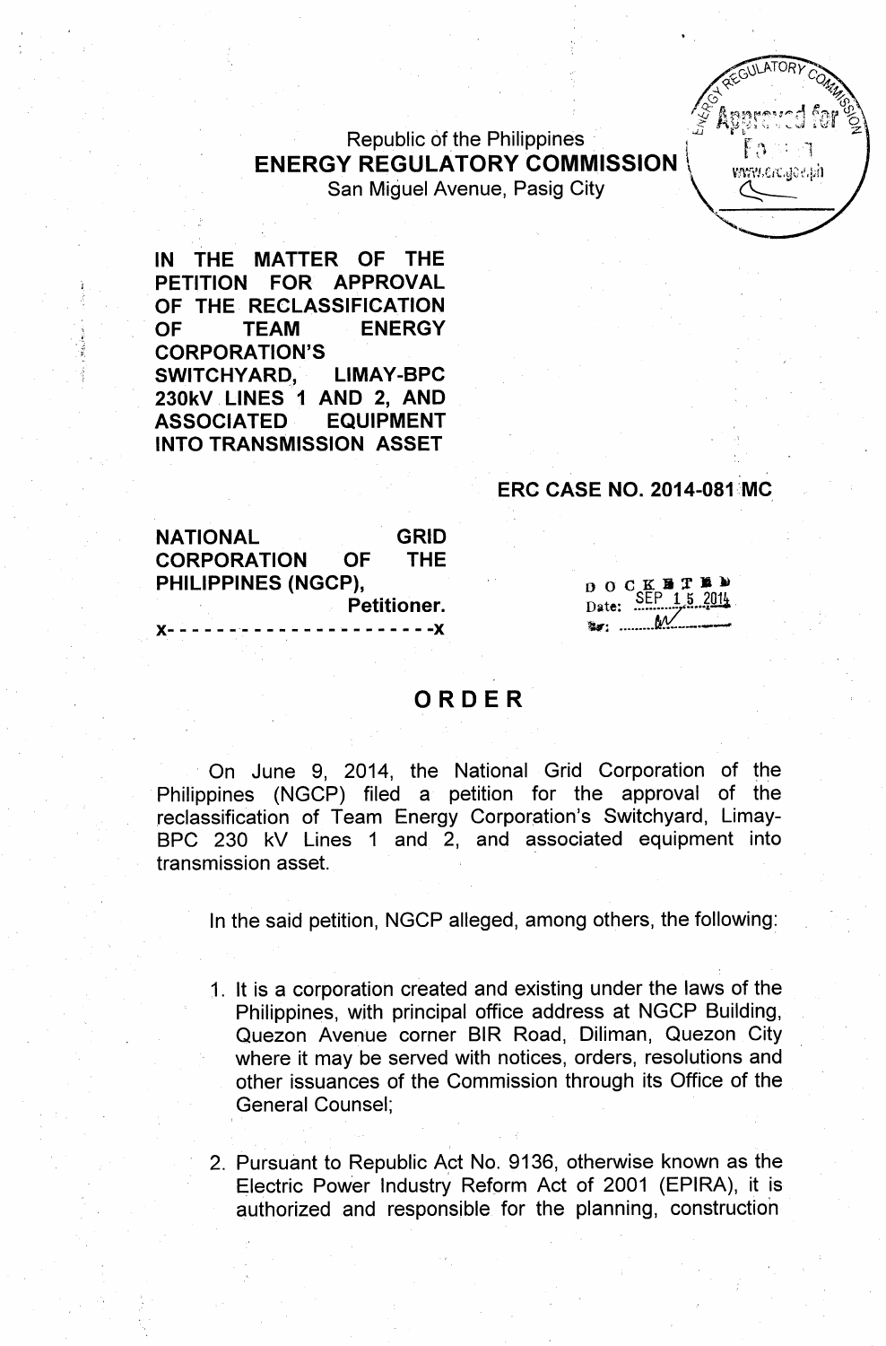Republic of the Philippines
**ENERGY REGULATORY COMMISSION**
San Miguel Avenue, Pasig City

**IN THE MATTER OF THE PETITION FOR APPROVAL OF THE RECLASSIFICATION OF TEAM ENERGY CORPORATION'S SWITCHYARD, LIMAY-BPC 230kV LINES 1 AND 2, AND ASSOCIATED EQUIPMENT INTO TRANSMISSION ASSET**

**ERC CASE NO. 2014-081 MC**

**NATIONAL GRID CORPORATION OF THE PHILIPPINES (NGCP),**
**Petitioner.**
**x- - - - - - - - - - - - - - - - - - - - -x**

DOCKETED
Date: SEP 15 2014

# ORDER

On June 9, 2014, the National Grid Corporation of the Philippines (NGCP) filed a petition for the approval of the reclassification of Team Energy Corporation's Switchyard, Limay-BPC 230 kV Lines 1 and 2, and associated equipment into transmission asset.

In the said petition, NGCP alleged, among others, the following:

1. It is a corporation created and existing under the laws of the Philippines, with principal office address at NGCP Building, Quezon Avenue corner BIR Road, Diliman, Quezon City where it may be served with notices, orders, resolutions and other issuances of the Commission through its Office of the General Counsel;

2. Pursuant to Republic Act No. 9136, otherwise known as the Electric Power Industry Reform Act of 2001 (EPIRA), it is authorized and responsible for the planning, construction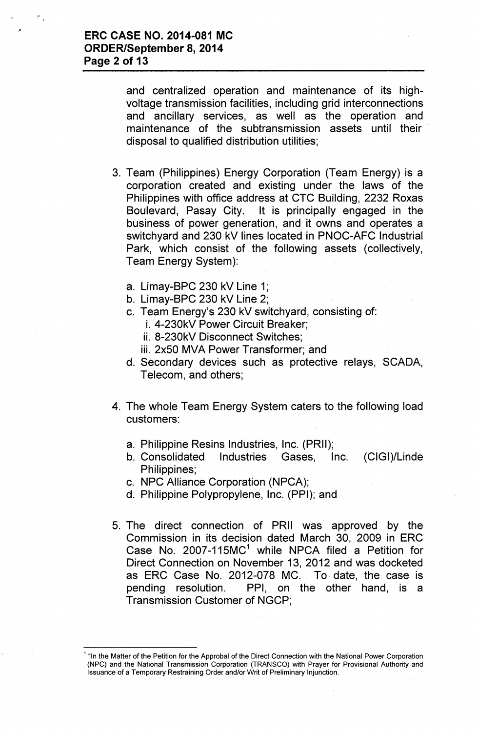and centralized operation and maintenance of its high-voltage transmission facilities, including grid interconnections and ancillary services, as well as the operation and maintenance of the subtransmission assets until their disposal to qualified distribution utilities;

3. Team (Philippines) Energy Corporation (Team Energy) is a corporation created and existing under the laws of the Philippines with office address at CTC Building, 2232 Roxas Boulevard, Pasay City. It is principally engaged in the business of power generation, and it owns and operates a switchyard and 230 kV lines located in PNOC-AFC Industrial Park, which consist of the following assets (collectively, Team Energy System):

   a. Limay-BPC 230 kV Line 1;
   b. Limay-BPC 230 kV Line 2;
   c. Team Energy's 230 kV switchyard, consisting of:
      i. 4-230kV Power Circuit Breaker;
      ii. 8-230kV Disconnect Switches;
      iii. 2x50 MVA Power Transformer; and
   d. Secondary devices such as protective relays, SCADA, Telecom, and others;

4. The whole Team Energy System caters to the following load customers:

   a. Philippine Resins Industries, Inc. (PRII);
   b. Consolidated Industries Gases, Inc. (CIGI)/Linde Philippines;
   c. NPC Alliance Corporation (NPCA);
   d. Philippine Polypropylene, Inc. (PPI); and

5. The direct connection of PRII was approved by the Commission in its decision dated March 30, 2009 in ERC Case No. 2007-115MC[1] while NPCA filed a Petition for Direct Connection on November 13, 2012 and was docketed as ERC Case No. 2012-078 MC. To date, the case is pending resolution. PPI, on the other hand, is a Transmission Customer of NGCP;

---

[1] "In the Matter of the Petition for the Approbal of the Direct Connection with the National Power Corporation (NPC) and the National Transmission Corporation (TRANSCO) with Prayer for Provisional Authority and Issuance of a Temporary Restraining Order and/or Writ of Preliminary Injunction.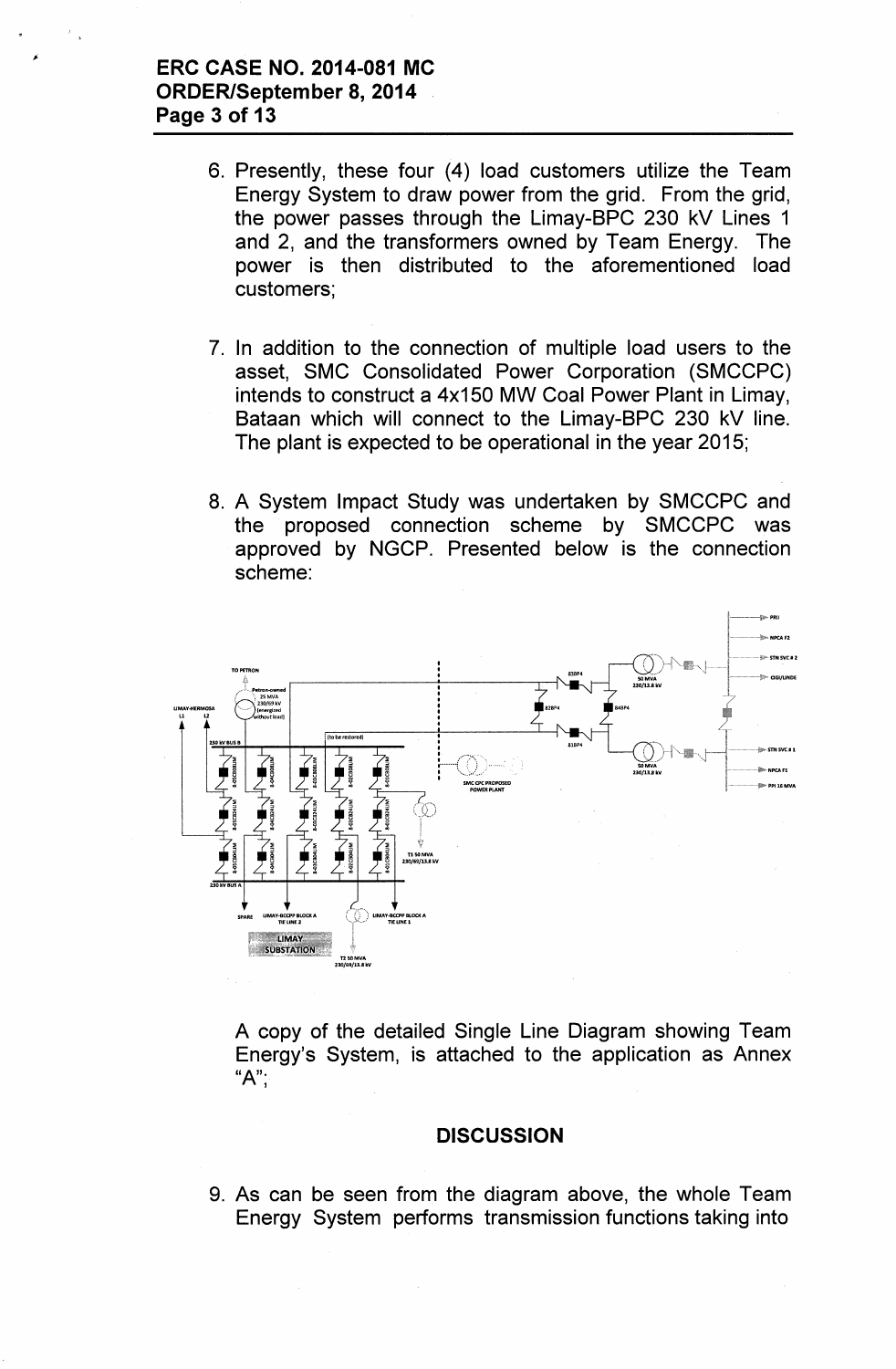6. Presently, these four (4) load customers utilize the Team Energy System to draw power from the grid. From the grid, the power passes through the Limay-BPC 230 kV Lines 1 and 2, and the transformers owned by Team Energy. The power is then distributed to the aforementioned load customers;

7. In addition to the connection of multiple load users to the asset, SMC Consolidated Power Corporation (SMCCPC) intends to construct a 4x150 MW Coal Power Plant in Limay, Bataan which will connect to the Limay-BPC 230 kV line. The plant is expected to be operational in the year 2015;

8. A System Impact Study was undertaken by SMCCPC and the proposed connection scheme by SMCCPC was approved by NGCP. Presented below is the connection scheme:

   A copy of the detailed Single Line Diagram showing Team Energy's System, is attached to the application as Annex "A";

## DISCUSSION

9. As can be seen from the diagram above, the whole Team Energy System performs transmission functions taking into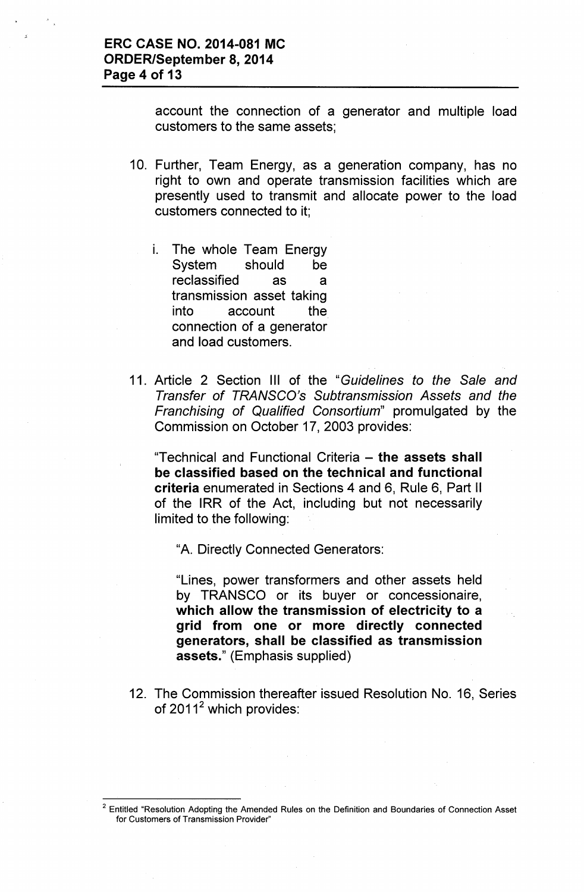account the connection of a generator and multiple load customers to the same assets;

10. Further, Team Energy, as a generation company, has no right to own and operate transmission facilities which are presently used to transmit and allocate power to the load customers connected to it;

    i. The whole Team Energy System should be reclassified as a transmission asset taking into account the connection of a generator and load customers.

11. Article 2 Section III of the "*Guidelines to the Sale and Transfer of TRANSCO's Subtransmission Assets and the Franchising of Qualified Consortium*" promulgated by the Commission on October 17, 2003 provides:

    "Technical and Functional Criteria – **the assets shall be classified based on the technical and functional criteria** enumerated in Sections 4 and 6, Rule 6, Part II of the IRR of the Act, including but not necessarily limited to the following:

    "A. Directly Connected Generators:

    "Lines, power transformers and other assets held by TRANSCO or its buyer or concessionaire, **which allow the transmission of electricity to a grid from one or more directly connected generators, shall be classified as transmission assets.**" (Emphasis supplied)

12. The Commission thereafter issued Resolution No. 16, Series of 2011[2] which provides:

---

[2] Entitled "Resolution Adopting the Amended Rules on the Definition and Boundaries of Connection Asset for Customers of Transmission Provider"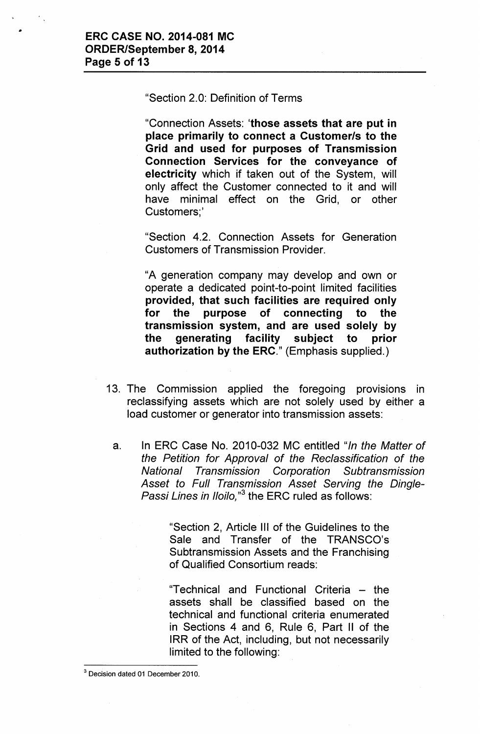"Section 2.0: Definition of Terms

"Connection Assets: '**those assets that are put in place primarily to connect a Customer/s to the Grid and used for purposes of Transmission Connection Services for the conveyance of electricity** which if taken out of the System, will only affect the Customer connected to it and will have minimal effect on the Grid, or other Customers;'

"Section 4.2. Connection Assets for Generation Customers of Transmission Provider.

"A generation company may develop and own or operate a dedicated point-to-point limited facilities **provided, that such facilities are required only for the purpose of connecting to the transmission system, and are used solely by the generating facility subject to prior authorization by the ERC**." (Emphasis supplied.)

13. The Commission applied the foregoing provisions in reclassifying assets which are not solely used by either a load customer or generator into transmission assets:

    a. In ERC Case No. 2010-032 MC entitled "*In the Matter of the Petition for Approval of the Reclassification of the National Transmission Corporation Subtransmission Asset to Full Transmission Asset Serving the Dingle-Passi Lines in Iloilo,*"[3] the ERC ruled as follows:

        "Section 2, Article III of the Guidelines to the Sale and Transfer of the TRANSCO's Subtransmission Assets and the Franchising of Qualified Consortium reads:

        "Technical and Functional Criteria – the assets shall be classified based on the technical and functional criteria enumerated in Sections 4 and 6, Rule 6, Part II of the IRR of the Act, including, but not necessarily limited to the following:

[3] Decision dated 01 December 2010.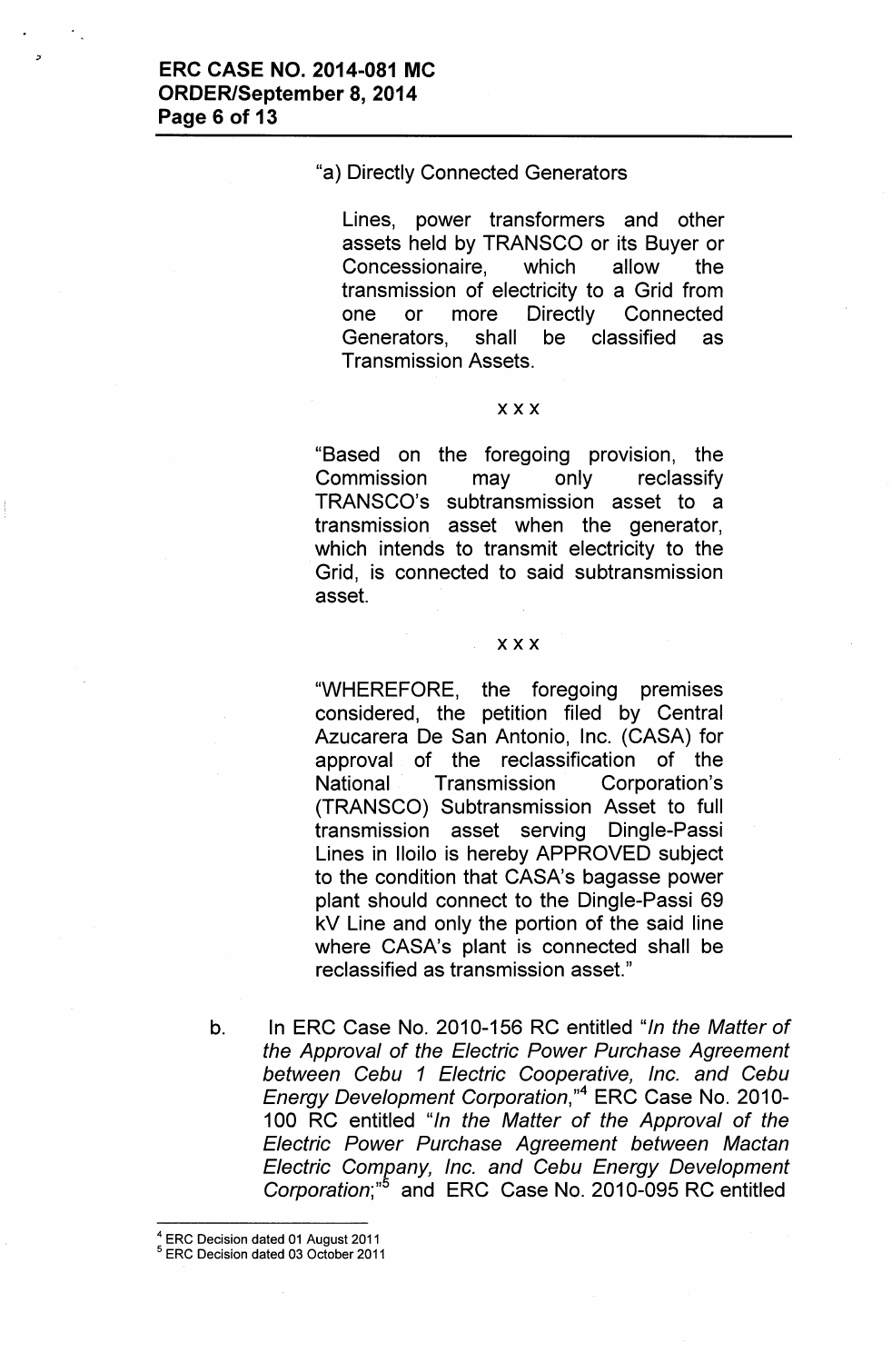"a) Directly Connected Generators

Lines, power transformers and other assets held by TRANSCO or its Buyer or Concessionaire, which allow the transmission of electricity to a Grid from one or more Directly Connected Generators, shall be classified as Transmission Assets.

x x x

"Based on the foregoing provision, the Commission may only reclassify TRANSCO's subtransmission asset to a transmission asset when the generator, which intends to transmit electricity to the Grid, is connected to said subtransmission asset.

x x x

"WHEREFORE, the foregoing premises considered, the petition filed by Central Azucarera De San Antonio, Inc. (CASA) for approval of the reclassification of the National Transmission Corporation's (TRANSCO) Subtransmission Asset to full transmission asset serving Dingle-Passi Lines in Iloilo is hereby APPROVED subject to the condition that CASA's bagasse power plant should connect to the Dingle-Passi 69 kV Line and only the portion of the said line where CASA's plant is connected shall be reclassified as transmission asset."

b. In ERC Case No. 2010-156 RC entitled "*In the Matter of the Approval of the Electric Power Purchase Agreement between Cebu 1 Electric Cooperative, Inc. and Cebu Energy Development Corporation*,"[4] ERC Case No. 2010-100 RC entitled "*In the Matter of the Approval of the Electric Power Purchase Agreement between Mactan Electric Company, Inc. and Cebu Energy Development Corporation*;"[5] and ERC Case No. 2010-095 RC entitled

[4] ERC Decision dated 01 August 2011

[5] ERC Decision dated 03 October 2011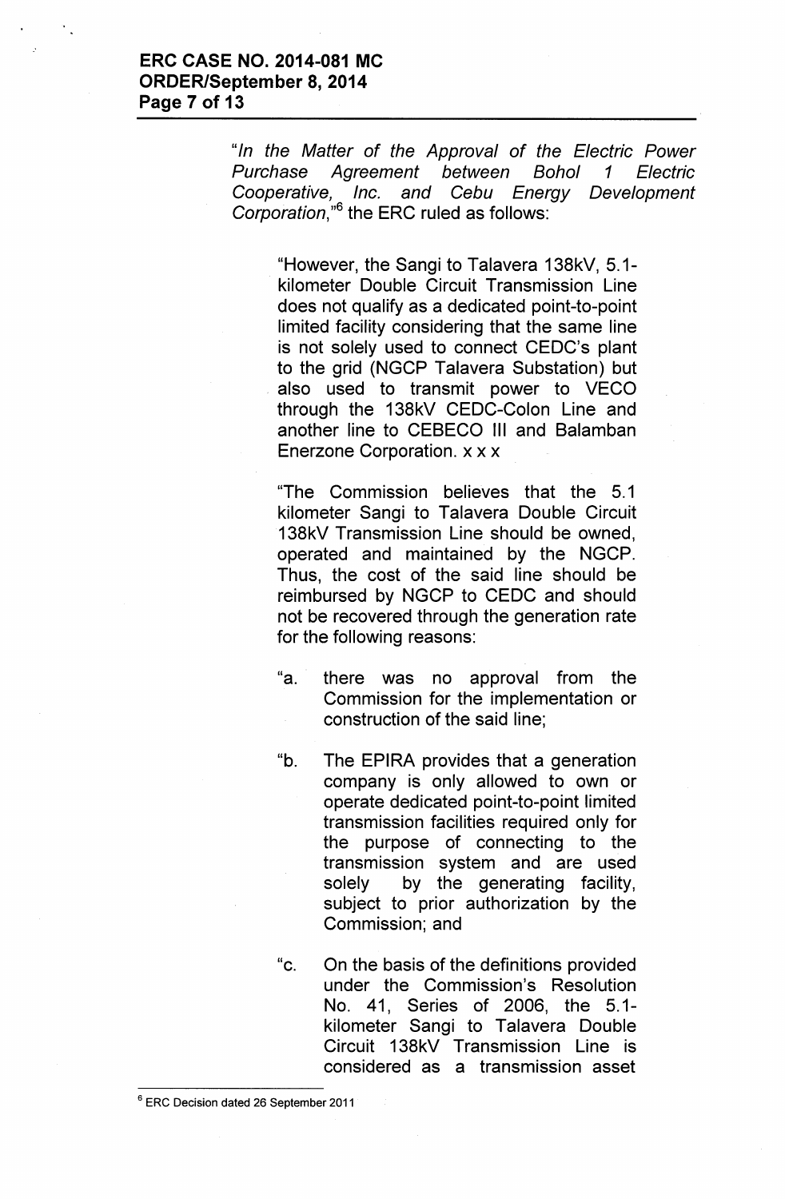*"In the Matter of the Approval of the Electric Power Purchase Agreement between Bohol 1 Electric Cooperative, Inc. and Cebu Energy Development Corporation,"*[6] the ERC ruled as follows:

> "However, the Sangi to Talavera 138kV, 5.1-kilometer Double Circuit Transmission Line does not qualify as a dedicated point-to-point limited facility considering that the same line is not solely used to connect CEDC's plant to the grid (NGCP Talavera Substation) but also used to transmit power to VECO through the 138kV CEDC-Colon Line and another line to CEBECO III and Balamban Enerzone Corporation. x x x
>
> "The Commission believes that the 5.1 kilometer Sangi to Talavera Double Circuit 138kV Transmission Line should be owned, operated and maintained by the NGCP. Thus, the cost of the said line should be reimbursed by NGCP to CEDC and should not be recovered through the generation rate for the following reasons:
>
> "a. there was no approval from the Commission for the implementation or construction of the said line;
>
> "b. The EPIRA provides that a generation company is only allowed to own or operate dedicated point-to-point limited transmission facilities required only for the purpose of connecting to the transmission system and are used solely by the generating facility, subject to prior authorization by the Commission; and
>
> "c. On the basis of the definitions provided under the Commission's Resolution No. 41, Series of 2006, the 5.1-kilometer Sangi to Talavera Double Circuit 138kV Transmission Line is considered as a transmission asset

---

[6] ERC Decision dated 26 September 2011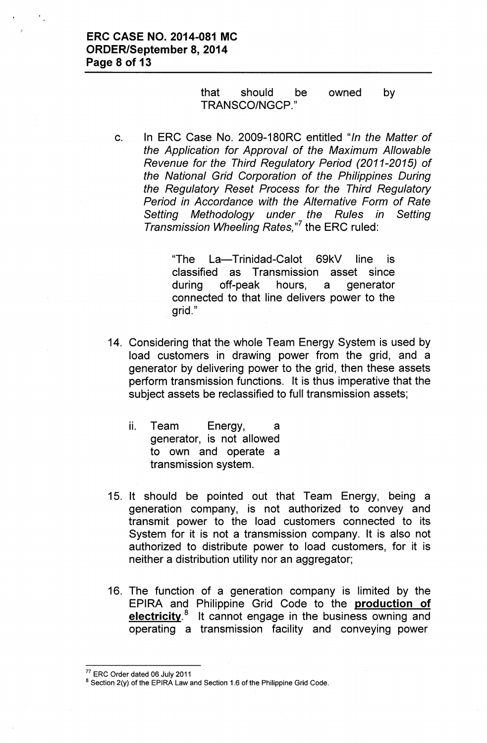that should be owned by TRANSCO/NGCP."

c. In ERC Case No. 2009-180RC entitled "*In the Matter of the Application for Approval of the Maximum Allowable Revenue for the Third Regulatory Period (2011-2015) of the National Grid Corporation of the Philippines During the Regulatory Reset Process for the Third Regulatory Period in Accordance with the Alternative Form of Rate Setting Methodology under the Rules in Setting Transmission Wheeling Rates,*"[7] the ERC ruled:

> "The La—Trinidad-Calot 69kV line is classified as Transmission asset since during off-peak hours, a generator connected to that line delivers power to the grid."

14. Considering that the whole Team Energy System is used by load customers in drawing power from the grid, and a generator by delivering power to the grid, then these assets perform transmission functions. It is thus imperative that the subject assets be reclassified to full transmission assets;

    ii. Team Energy, a generator, is not allowed to own and operate a transmission system.

15. It should be pointed out that Team Energy, being a generation company, is not authorized to convey and transmit power to the load customers connected to its System for it is not a transmission company. It is also not authorized to distribute power to load customers, for it is neither a distribution utility nor an aggregator;

16. The function of a generation company is limited by the EPIRA and Philippine Grid Code to the **<u>production of electricity</u>**.[8] It cannot engage in the business owning and operating a transmission facility and conveying power

---

[77] ERC Order dated 06 July 2011

[8] Section 2(y) of the EPIRA Law and Section 1.6 of the Philippine Grid Code.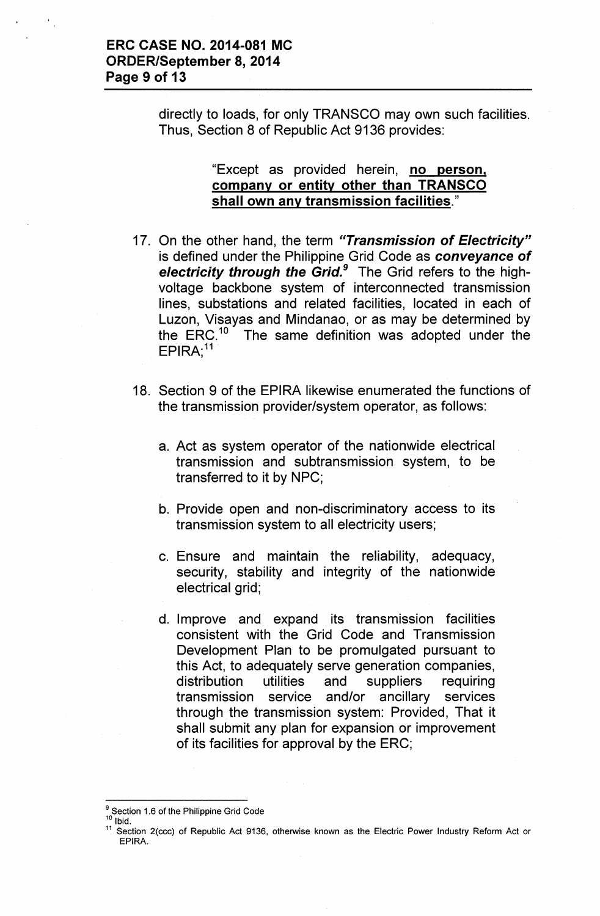directly to loads, for only TRANSCO may own such facilities. Thus, Section 8 of Republic Act 9136 provides:

> "Except as provided herein, **<u>no person, company or entity other than TRANSCO shall own any transmission facilities</u>**."

17. On the other hand, the term ***"Transmission of Electricity"*** is defined under the Philippine Grid Code as ***conveyance of electricity through the Grid.***[9] The Grid refers to the high-voltage backbone system of interconnected transmission lines, substations and related facilities, located in each of Luzon, Visayas and Mindanao, or as may be determined by the ERC.[10] The same definition was adopted under the EPIRA;[11]

18. Section 9 of the EPIRA likewise enumerated the functions of the transmission provider/system operator, as follows:

    a. Act as system operator of the nationwide electrical transmission and subtransmission system, to be transferred to it by NPC;

    b. Provide open and non-discriminatory access to its transmission system to all electricity users;

    c. Ensure and maintain the reliability, adequacy, security, stability and integrity of the nationwide electrical grid;

    d. Improve and expand its transmission facilities consistent with the Grid Code and Transmission Development Plan to be promulgated pursuant to this Act, to adequately serve generation companies, distribution utilities and suppliers requiring transmission service and/or ancillary services through the transmission system: Provided, That it shall submit any plan for expansion or improvement of its facilities for approval by the ERC;

---

[9] Section 1.6 of the Philippine Grid Code

[10] Ibid.

[11] Section 2(ccc) of Republic Act 9136, otherwise known as the Electric Power Industry Reform Act or EPIRA.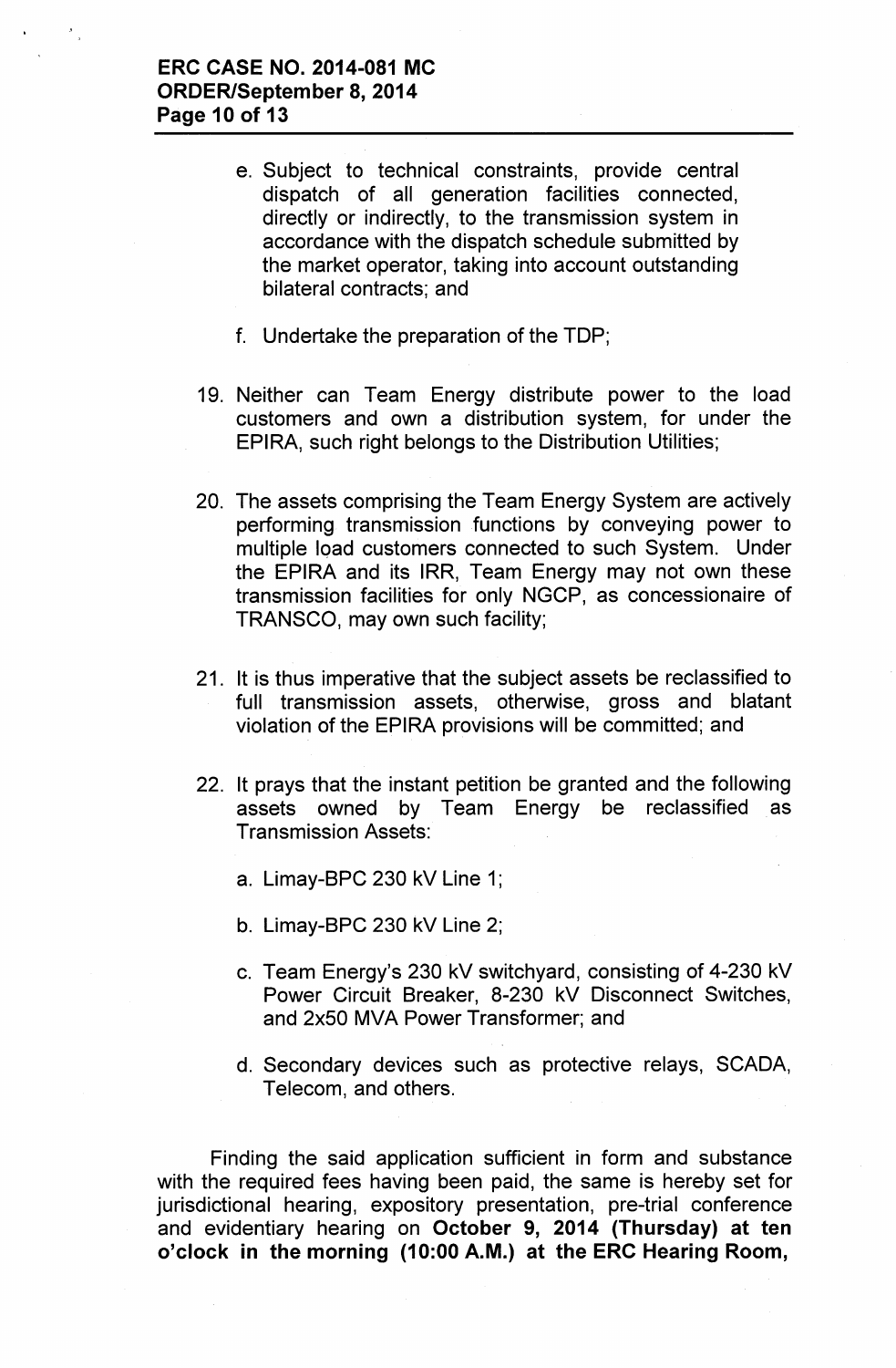e. Subject to technical constraints, provide central dispatch of all generation facilities connected, directly or indirectly, to the transmission system in accordance with the dispatch schedule submitted by the market operator, taking into account outstanding bilateral contracts; and

f. Undertake the preparation of the TDP;

19. Neither can Team Energy distribute power to the load customers and own a distribution system, for under the EPIRA, such right belongs to the Distribution Utilities;

20. The assets comprising the Team Energy System are actively performing transmission functions by conveying power to multiple load customers connected to such System. Under the EPIRA and its IRR, Team Energy may not own these transmission facilities for only NGCP, as concessionaire of TRANSCO, may own such facility;

21. It is thus imperative that the subject assets be reclassified to full transmission assets, otherwise, gross and blatant violation of the EPIRA provisions will be committed; and

22. It prays that the instant petition be granted and the following assets owned by Team Energy be reclassified as Transmission Assets:

    a. Limay-BPC 230 kV Line 1;

    b. Limay-BPC 230 kV Line 2;

    c. Team Energy's 230 kV switchyard, consisting of 4-230 kV Power Circuit Breaker, 8-230 kV Disconnect Switches, and 2x50 MVA Power Transformer; and

    d. Secondary devices such as protective relays, SCADA, Telecom, and others.

Finding the said application sufficient in form and substance with the required fees having been paid, the same is hereby set for jurisdictional hearing, expository presentation, pre-trial conference and evidentiary hearing on **October 9, 2014 (Thursday) at ten o'clock in the morning (10:00 A.M.) at the ERC Hearing Room,**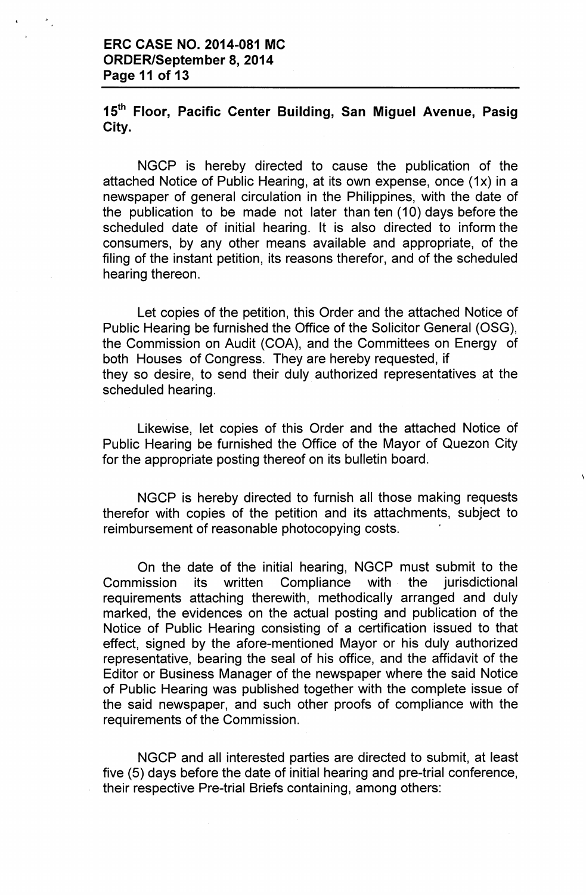**15th Floor, Pacific Center Building, San Miguel Avenue, Pasig City.**

NGCP is hereby directed to cause the publication of the attached Notice of Public Hearing, at its own expense, once (1x) in a newspaper of general circulation in the Philippines, with the date of the publication to be made not later than ten (10) days before the scheduled date of initial hearing. It is also directed to inform the consumers, by any other means available and appropriate, of the filing of the instant petition, its reasons therefor, and of the scheduled hearing thereon.

Let copies of the petition, this Order and the attached Notice of Public Hearing be furnished the Office of the Solicitor General (OSG), the Commission on Audit (COA), and the Committees on Energy of both Houses of Congress. They are hereby requested, if they so desire, to send their duly authorized representatives at the scheduled hearing.

Likewise, let copies of this Order and the attached Notice of Public Hearing be furnished the Office of the Mayor of Quezon City for the appropriate posting thereof on its bulletin board.

NGCP is hereby directed to furnish all those making requests therefor with copies of the petition and its attachments, subject to reimbursement of reasonable photocopying costs.

On the date of the initial hearing, NGCP must submit to the Commission its written Compliance with the jurisdictional requirements attaching therewith, methodically arranged and duly marked, the evidences on the actual posting and publication of the Notice of Public Hearing consisting of a certification issued to that effect, signed by the afore-mentioned Mayor or his duly authorized representative, bearing the seal of his office, and the affidavit of the Editor or Business Manager of the newspaper where the said Notice of Public Hearing was published together with the complete issue of the said newspaper, and such other proofs of compliance with the requirements of the Commission.

NGCP and all interested parties are directed to submit, at least five (5) days before the date of initial hearing and pre-trial conference, their respective Pre-trial Briefs containing, among others: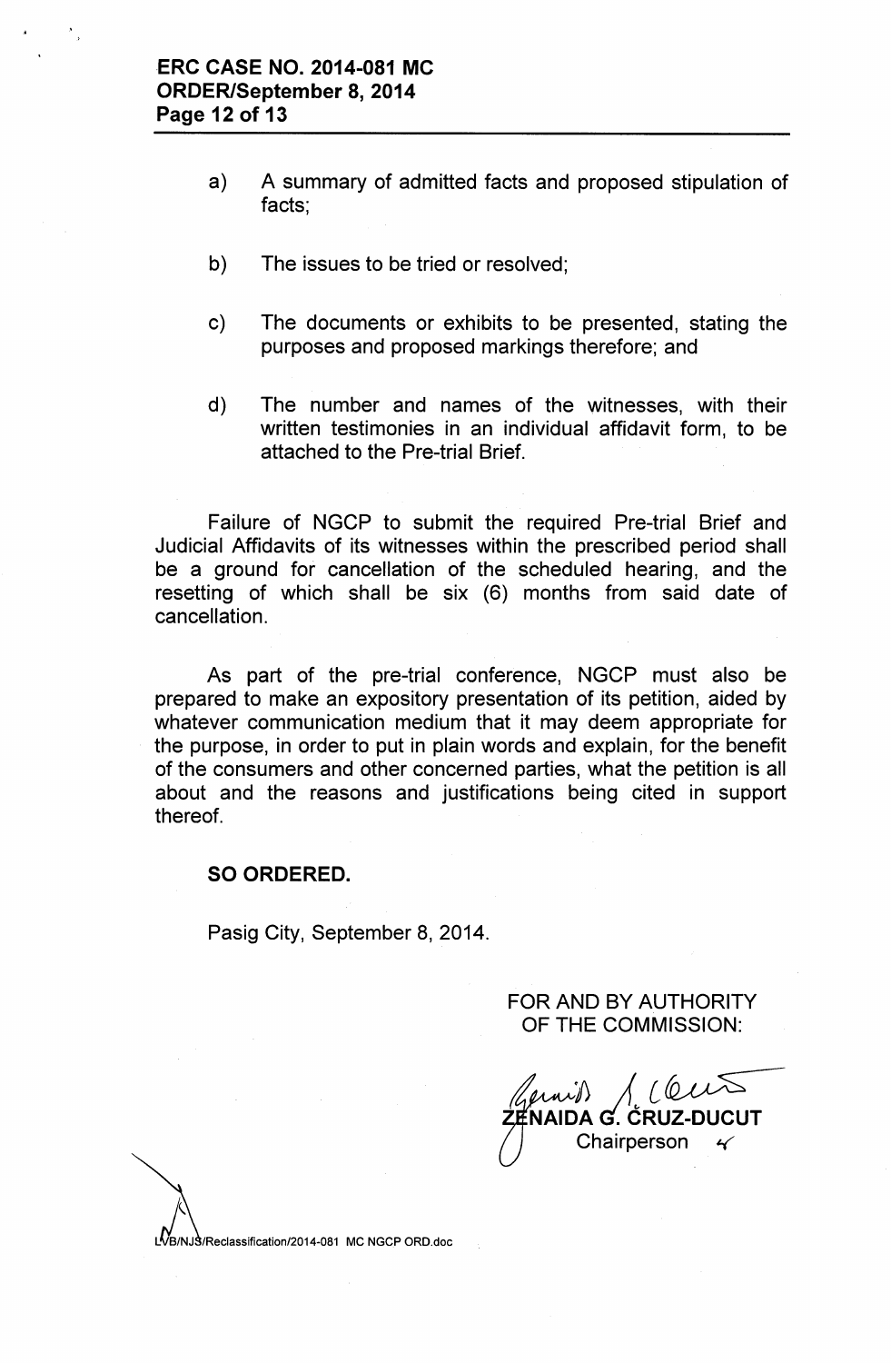a) A summary of admitted facts and proposed stipulation of facts;

b) The issues to be tried or resolved;

c) The documents or exhibits to be presented, stating the purposes and proposed markings therefore; and

d) The number and names of the witnesses, with their written testimonies in an individual affidavit form, to be attached to the Pre-trial Brief.

Failure of NGCP to submit the required Pre-trial Brief and Judicial Affidavits of its witnesses within the prescribed period shall be a ground for cancellation of the scheduled hearing, and the resetting of which shall be six (6) months from said date of cancellation.

As part of the pre-trial conference, NGCP must also be prepared to make an expository presentation of its petition, aided by whatever communication medium that it may deem appropriate for the purpose, in order to put in plain words and explain, for the benefit of the consumers and other concerned parties, what the petition is all about and the reasons and justifications being cited in support thereof.

**SO ORDERED.**

Pasig City, September 8, 2014.

FOR AND BY AUTHORITY OF THE COMMISSION:

**ZENAIDA G. CRUZ-DUCUT**
Chairperson

LVB/NJS/Reclassification/2014-081 MC NGCP ORD.doc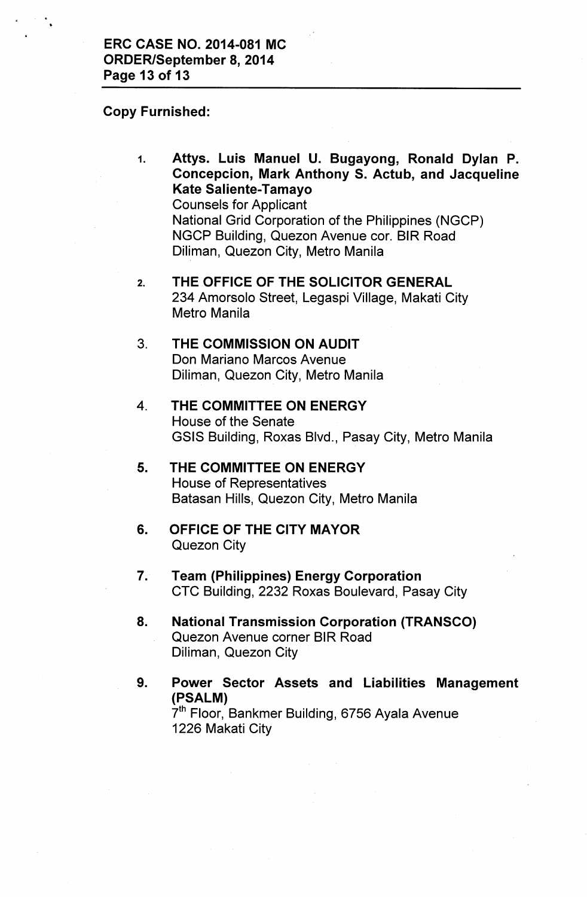**Copy Furnished:**

1. **Attys. Luis Manuel U. Bugayong, Ronald Dylan P. Concepcion, Mark Anthony S. Actub, and Jacqueline Kate Saliente-Tamayo**
   Counsels for Applicant
   National Grid Corporation of the Philippines (NGCP)
   NGCP Building, Quezon Avenue cor. BIR Road
   Diliman, Quezon City, Metro Manila

2. **THE OFFICE OF THE SOLICITOR GENERAL**
   234 Amorsolo Street, Legaspi Village, Makati City
   Metro Manila

3. **THE COMMISSION ON AUDIT**
   Don Mariano Marcos Avenue
   Diliman, Quezon City, Metro Manila

4. **THE COMMITTEE ON ENERGY**
   House of the Senate
   GSIS Building, Roxas Blvd., Pasay City, Metro Manila

5. **THE COMMITTEE ON ENERGY**
   House of Representatives
   Batasan Hills, Quezon City, Metro Manila

6. **OFFICE OF THE CITY MAYOR**
   Quezon City

7. **Team (Philippines) Energy Corporation**
   CTC Building, 2232 Roxas Boulevard, Pasay City

8. **National Transmission Corporation (TRANSCO)**
   Quezon Avenue corner BIR Road
   Diliman, Quezon City

9. **Power Sector Assets and Liabilities Management (PSALM)**
   7th Floor, Bankmer Building, 6756 Ayala Avenue
   1226 Makati City